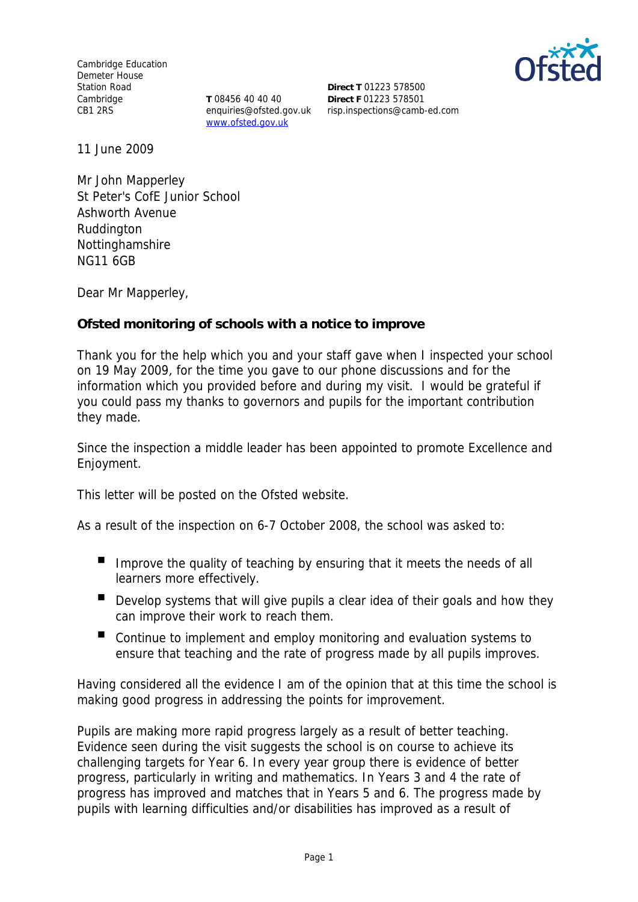Cambridge Education
Demeter House
Station Road
Cambridge
CB1 2RS

**T** 08456 40 40 40
enquiries@ofsted.gov.uk
www.ofsted.gov.uk

**Direct T** 01223 578500
**Direct F** 01223 578501
risp.inspections@camb-ed.com

11 June 2009

Mr John Mapperley
St Peter's CofE Junior School
Ashworth Avenue
Ruddington
Nottinghamshire
NG11 6GB

Dear Mr Mapperley,

**Ofsted monitoring of schools with a notice to improve**

Thank you for the help which you and your staff gave when I inspected your school on 19 May 2009, for the time you gave to our phone discussions and for the information which you provided before and during my visit. I would be grateful if you could pass my thanks to governors and pupils for the important contribution they made.

Since the inspection a middle leader has been appointed to promote Excellence and Enjoyment.

This letter will be posted on the Ofsted website.

As a result of the inspection on 6-7 October 2008, the school was asked to:

- Improve the quality of teaching by ensuring that it meets the needs of all learners more effectively.
- Develop systems that will give pupils a clear idea of their goals and how they can improve their work to reach them.
- Continue to implement and employ monitoring and evaluation systems to ensure that teaching and the rate of progress made by all pupils improves.

Having considered all the evidence I am of the opinion that at this time the school is making good progress in addressing the points for improvement.

Pupils are making more rapid progress largely as a result of better teaching. Evidence seen during the visit suggests the school is on course to achieve its challenging targets for Year 6. In every year group there is evidence of better progress, particularly in writing and mathematics. In Years 3 and 4 the rate of progress has improved and matches that in Years 5 and 6. The progress made by pupils with learning difficulties and/or disabilities has improved as a result of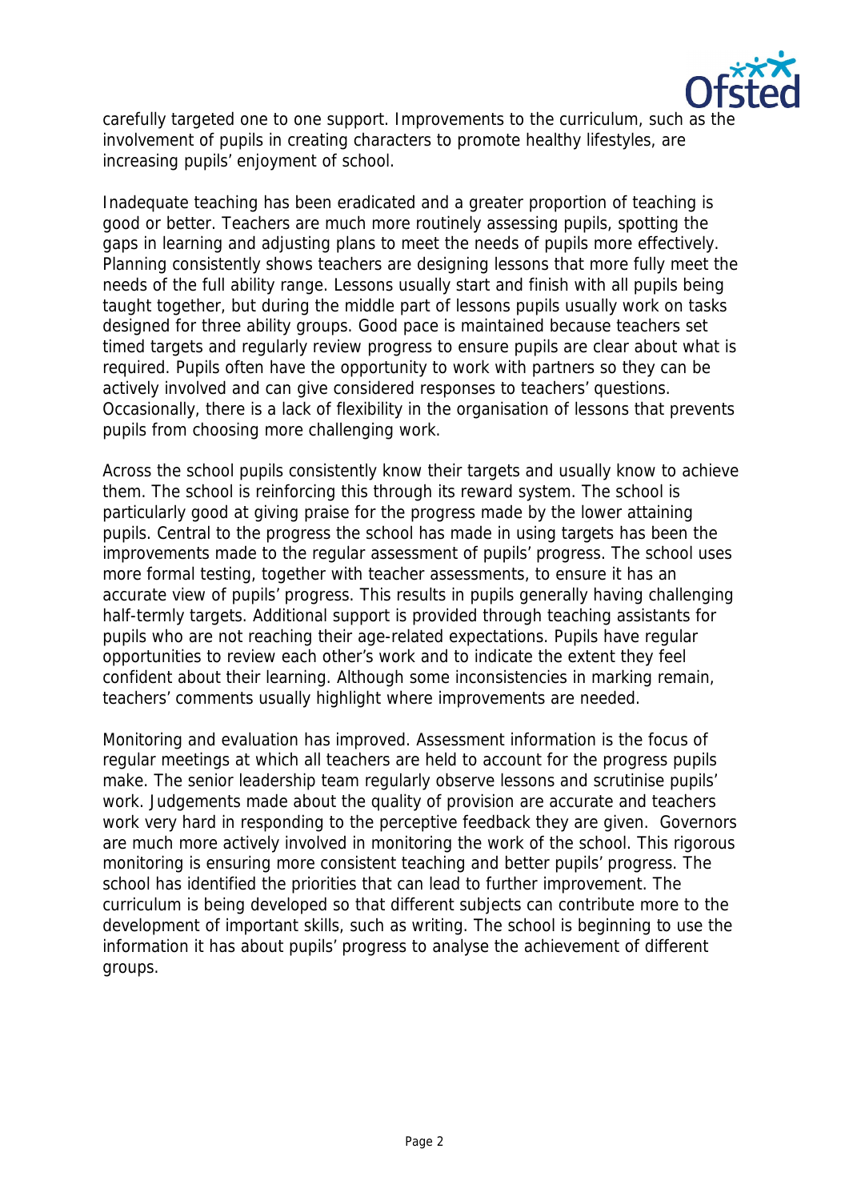carefully targeted one to one support. Improvements to the curriculum, such as the involvement of pupils in creating characters to promote healthy lifestyles, are increasing pupils' enjoyment of school.

Inadequate teaching has been eradicated and a greater proportion of teaching is good or better. Teachers are much more routinely assessing pupils, spotting the gaps in learning and adjusting plans to meet the needs of pupils more effectively. Planning consistently shows teachers are designing lessons that more fully meet the needs of the full ability range. Lessons usually start and finish with all pupils being taught together, but during the middle part of lessons pupils usually work on tasks designed for three ability groups. Good pace is maintained because teachers set timed targets and regularly review progress to ensure pupils are clear about what is required. Pupils often have the opportunity to work with partners so they can be actively involved and can give considered responses to teachers' questions. Occasionally, there is a lack of flexibility in the organisation of lessons that prevents pupils from choosing more challenging work.

Across the school pupils consistently know their targets and usually know to achieve them. The school is reinforcing this through its reward system. The school is particularly good at giving praise for the progress made by the lower attaining pupils. Central to the progress the school has made in using targets has been the improvements made to the regular assessment of pupils' progress. The school uses more formal testing, together with teacher assessments, to ensure it has an accurate view of pupils' progress. This results in pupils generally having challenging half-termly targets. Additional support is provided through teaching assistants for pupils who are not reaching their age-related expectations. Pupils have regular opportunities to review each other's work and to indicate the extent they feel confident about their learning. Although some inconsistencies in marking remain, teachers' comments usually highlight where improvements are needed.

Monitoring and evaluation has improved. Assessment information is the focus of regular meetings at which all teachers are held to account for the progress pupils make. The senior leadership team regularly observe lessons and scrutinise pupils' work. Judgements made about the quality of provision are accurate and teachers work very hard in responding to the perceptive feedback they are given. Governors are much more actively involved in monitoring the work of the school. This rigorous monitoring is ensuring more consistent teaching and better pupils' progress. The school has identified the priorities that can lead to further improvement. The curriculum is being developed so that different subjects can contribute more to the development of important skills, such as writing. The school is beginning to use the information it has about pupils' progress to analyse the achievement of different groups.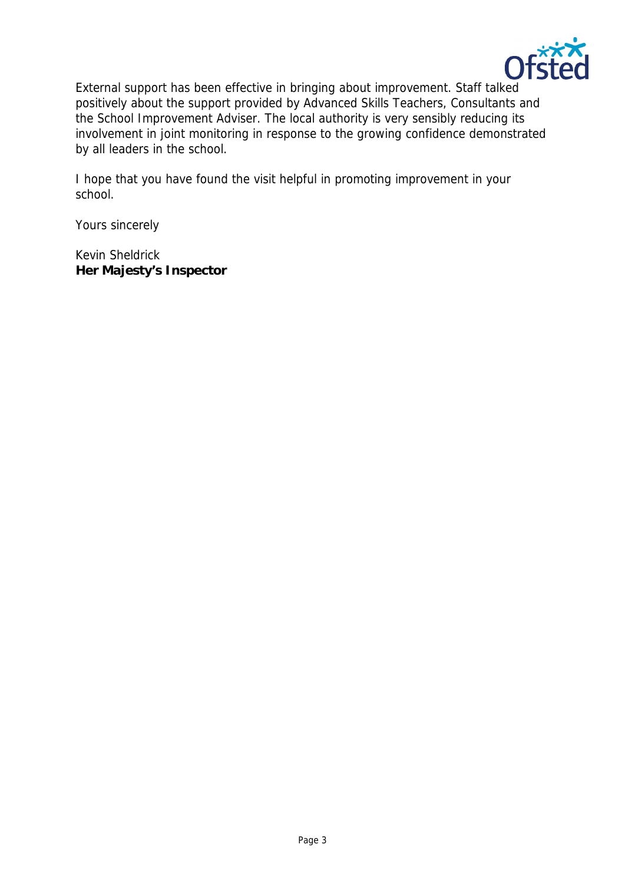External support has been effective in bringing about improvement. Staff talked positively about the support provided by Advanced Skills Teachers, Consultants and the School Improvement Adviser. The local authority is very sensibly reducing its involvement in joint monitoring in response to the growing confidence demonstrated by all leaders in the school.

I hope that you have found the visit helpful in promoting improvement in your school.

Yours sincerely

Kevin Sheldrick
**Her Majesty's Inspector**